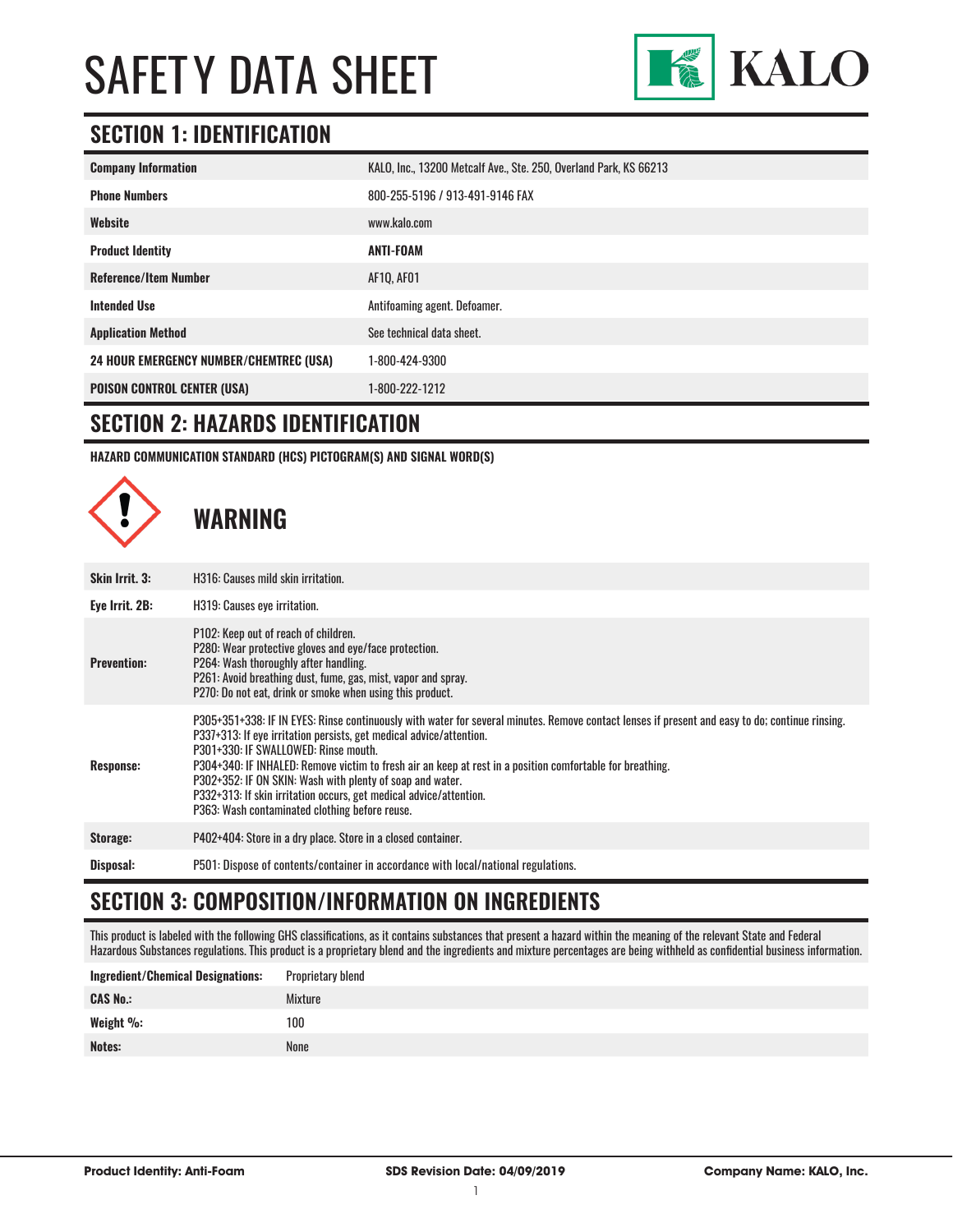# SAFETY DATA SHEET

KALO

## SECTION 1: IDENTIFICATION

| | |
|---|---|
| **Company Information** | KALO, Inc., 13200 Metcalf Ave., Ste. 250, Overland Park, KS 66213 |
| **Phone Numbers** | 800-255-5196 / 913-491-9146 FAX |
| **Website** | www.kalo.com |
| **Product Identity** | **ANTI-FOAM** |
| **Reference/Item Number** | AF1Q, AF01 |
| **Intended Use** | Antifoaming agent. Defoamer. |
| **Application Method** | See technical data sheet. |
| **24 HOUR EMERGENCY NUMBER/CHEMTREC (USA)** | 1-800-424-9300 |
| **POISON CONTROL CENTER (USA)** | 1-800-222-1212 |

## SECTION 2: HAZARDS IDENTIFICATION

**HAZARD COMMUNICATION STANDARD (HCS) PICTOGRAM(S) AND SIGNAL WORD(S)**

**WARNING**

| | |
|---|---|
| **Skin Irrit. 3:** | H316: Causes mild skin irritation. |
| **Eye Irrit. 2B:** | H319: Causes eye irritation. |
| **Prevention:** | P102: Keep out of reach of children.<br>P280: Wear protective gloves and eye/face protection.<br>P264: Wash thoroughly after handling.<br>P261: Avoid breathing dust, fume, gas, mist, vapor and spray.<br>P270: Do not eat, drink or smoke when using this product. |
| **Response:** | P305+351+338: IF IN EYES: Rinse continuously with water for several minutes. Remove contact lenses if present and easy to do; continue rinsing.<br>P337+313: If eye irritation persists, get medical advice/attention.<br>P301+330: IF SWALLOWED: Rinse mouth.<br>P304+340: IF INHALED: Remove victim to fresh air an keep at rest in a position comfortable for breathing.<br>P302+352: IF ON SKIN: Wash with plenty of soap and water.<br>P332+313: If skin irritation occurs, get medical advice/attention.<br>P363: Wash contaminated clothing before reuse. |
| **Storage:** | P402+404: Store in a dry place. Store in a closed container. |
| **Disposal:** | P501: Dispose of contents/container in accordance with local/national regulations. |

## SECTION 3: COMPOSITION/INFORMATION ON INGREDIENTS

This product is labeled with the following GHS classifications, as it contains substances that present a hazard within the meaning of the relevant State and Federal Hazardous Substances regulations. This product is a proprietary blend and the ingredients and mixture percentages are being withheld as confidential business information.

| | |
|---|---|
| **Ingredient/Chemical Designations:** | Proprietary blend |
| **CAS No.:** | Mixture |
| **Weight %:** | 100 |
| **Notes:** | None |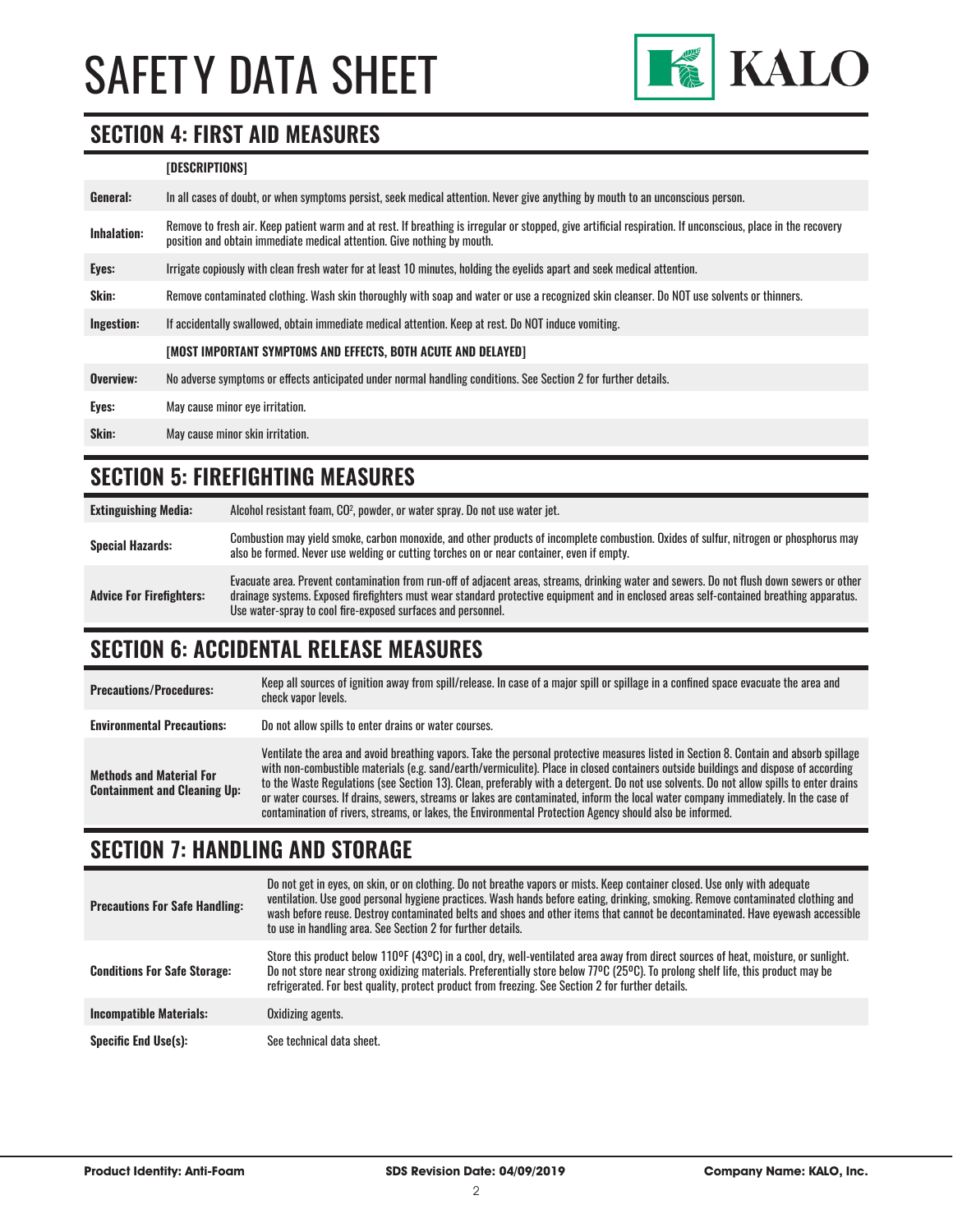# SAFETY DATA SHEET

## SECTION 4: FIRST AID MEASURES

| | [DESCRIPTIONS] |
|---|---|
| **General:** | In all cases of doubt, or when symptoms persist, seek medical attention. Never give anything by mouth to an unconscious person. |
| **Inhalation:** | Remove to fresh air. Keep patient warm and at rest. If breathing is irregular or stopped, give artificial respiration. If unconscious, place in the recovery position and obtain immediate medical attention. Give nothing by mouth. |
| **Eyes:** | Irrigate copiously with clean fresh water for at least 10 minutes, holding the eyelids apart and seek medical attention. |
| **Skin:** | Remove contaminated clothing. Wash skin thoroughly with soap and water or use a recognized skin cleanser. Do NOT use solvents or thinners. |
| **Ingestion:** | If accidentally swallowed, obtain immediate medical attention. Keep at rest. Do NOT induce vomiting. |
| | **[MOST IMPORTANT SYMPTOMS AND EFFECTS, BOTH ACUTE AND DELAYED]** |
| **Overview:** | No adverse symptoms or effects anticipated under normal handling conditions. See Section 2 for further details. |
| **Eyes:** | May cause minor eye irritation. |
| **Skin:** | May cause minor skin irritation. |

## SECTION 5: FIREFIGHTING MEASURES

| | |
|---|---|
| **Extinguishing Media:** | Alcohol resistant foam, $CO^2$, powder, or water spray. Do not use water jet. |
| **Special Hazards:** | Combustion may yield smoke, carbon monoxide, and other products of incomplete combustion. Oxides of sulfur, nitrogen or phosphorus may also be formed. Never use welding or cutting torches on or near container, even if empty. |
| **Advice For Firefighters:** | Evacuate area. Prevent contamination from run-off of adjacent areas, streams, drinking water and sewers. Do not flush down sewers or other drainage systems. Exposed firefighters must wear standard protective equipment and in enclosed areas self-contained breathing apparatus. Use water-spray to cool fire-exposed surfaces and personnel. |

## SECTION 6: ACCIDENTAL RELEASE MEASURES

| | |
|---|---|
| **Precautions/Procedures:** | Keep all sources of ignition away from spill/release. In case of a major spill or spillage in a confined space evacuate the area and check vapor levels. |
| **Environmental Precautions:** | Do not allow spills to enter drains or water courses. |
| **Methods and Material For Containment and Cleaning Up:** | Ventilate the area and avoid breathing vapors. Take the personal protective measures listed in Section 8. Contain and absorb spillage with non-combustible materials (e.g. sand/earth/vermiculite). Place in closed containers outside buildings and dispose of according to the Waste Regulations (see Section 13). Clean, preferably with a detergent. Do not use solvents. Do not allow spills to enter drains or water courses. If drains, sewers, streams or lakes are contaminated, inform the local water company immediately. In the case of contamination of rivers, streams, or lakes, the Environmental Protection Agency should also be informed. |

## SECTION 7: HANDLING AND STORAGE

| | |
|---|---|
| **Precautions For Safe Handling:** | Do not get in eyes, on skin, or on clothing. Do not breathe vapors or mists. Keep container closed. Use only with adequate ventilation. Use good personal hygiene practices. Wash hands before eating, drinking, smoking. Remove contaminated clothing and wash before reuse. Destroy contaminated belts and shoes and other items that cannot be decontaminated. Have eyewash accessible to use in handling area. See Section 2 for further details. |
| **Conditions For Safe Storage:** | Store this product below 110ºF (43ºC) in a cool, dry, well-ventilated area away from direct sources of heat, moisture, or sunlight. Do not store near strong oxidizing materials. Preferentially store below 77ºC (25ºC). To prolong shelf life, this product may be refrigerated. For best quality, protect product from freezing. See Section 2 for further details. |
| **Incompatible Materials:** | Oxidizing agents. |
| **Specific End Use(s):** | See technical data sheet. |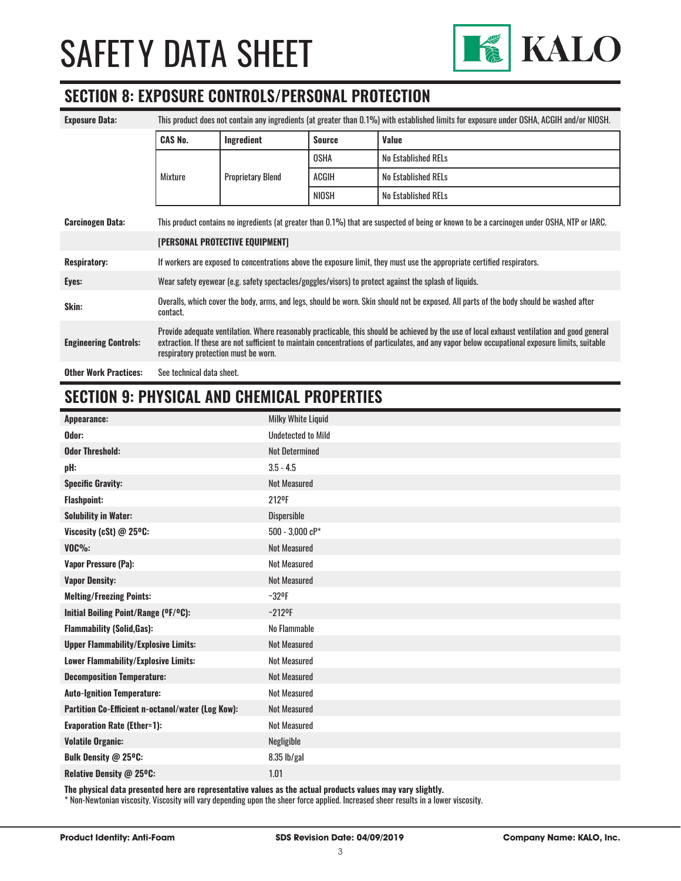# SAFETY DATA SHEET

## SECTION 8: EXPOSURE CONTROLS/PERSONAL PROTECTION

**Exposure Data:** This product does not contain any ingredients (at greater than 0.1%) with established limits for exposure under OSHA, ACGIH and/or NIOSH.

| CAS No. | Ingredient | Source | Value |
|---|---|---|---|
| Mixture | Proprietary Blend | OSHA | No Established RELs |
| | | ACGIH | No Established RELs |
| | | NIOSH | No Established RELs |

**Carcinogen Data:** This product contains no ingredients (at greater than 0.1%) that are suspected of being or known to be a carcinogen under OSHA, NTP or IARC.

**[PERSONAL PROTECTIVE EQUIPMENT]**

| | |
|---|---|
| **Respiratory:** | If workers are exposed to concentrations above the exposure limit, they must use the appropriate certified respirators. |
| **Eyes:** | Wear safety eyewear (e.g. safety spectacles/goggles/visors) to protect against the splash of liquids. |
| **Skin:** | Overalls, which cover the body, arms, and legs, should be worn. Skin should not be exposed. All parts of the body should be washed after contact. |
| **Engineering Controls:** | Provide adequate ventilation. Where reasonably practicable, this should be achieved by the use of local exhaust ventilation and good general extraction. If these are not sufficient to maintain concentrations of particulates, and any vapor below occupational exposure limits, suitable respiratory protection must be worn. |
| **Other Work Practices:** | See technical data sheet. |

## SECTION 9: PHYSICAL AND CHEMICAL PROPERTIES

| | |
|---|---|
| **Appearance:** | Milky White Liquid |
| **Odor:** | Undetected to Mild |
| **Odor Threshold:** | Not Determined |
| **pH:** | 3.5 - 4.5 |
| **Specific Gravity:** | Not Measured |
| **Flashpoint:** | 212ºF |
| **Solubility in Water:** | Dispersible |
| **Viscosity (cSt) @ 25ºC:** | 500 - 3,000 cP* |
| **VOC%:** | Not Measured |
| **Vapor Pressure (Pa):** | Not Measured |
| **Vapor Density:** | Not Measured |
| **Melting/Freezing Points:** | ~32ºF |
| **Initial Boiling Point/Range (ºF/ºC):** | ~212ºF |
| **Flammability (Solid,Gas):** | No Flammable |
| **Upper Flammability/Explosive Limits:** | Not Measured |
| **Lower Flammability/Explosive Limits:** | Not Measured |
| **Decomposition Temperature:** | Not Measured |
| **Auto-Ignition Temperature:** | Not Measured |
| **Partition Co-Efficient n-octanol/water (Log Kow):** | Not Measured |
| **Evaporation Rate (Ether=1):** | Not Measured |
| **Volatile Organic:** | Negligible |
| **Bulk Density @ 25ºC:** | 8.35 lb/gal |
| **Relative Density @ 25ºC:** | 1.01 |

**The physical data presented here are representative values as the actual products values may vary slightly.**

* Non-Newtonian viscosity. Viscosity will vary depending upon the sheer force applied. Increased sheer results in a lower viscosity.

**Product Identity: Anti-Foam** **SDS Revision Date: 04/09/2019** **Company Name: KALO, Inc.**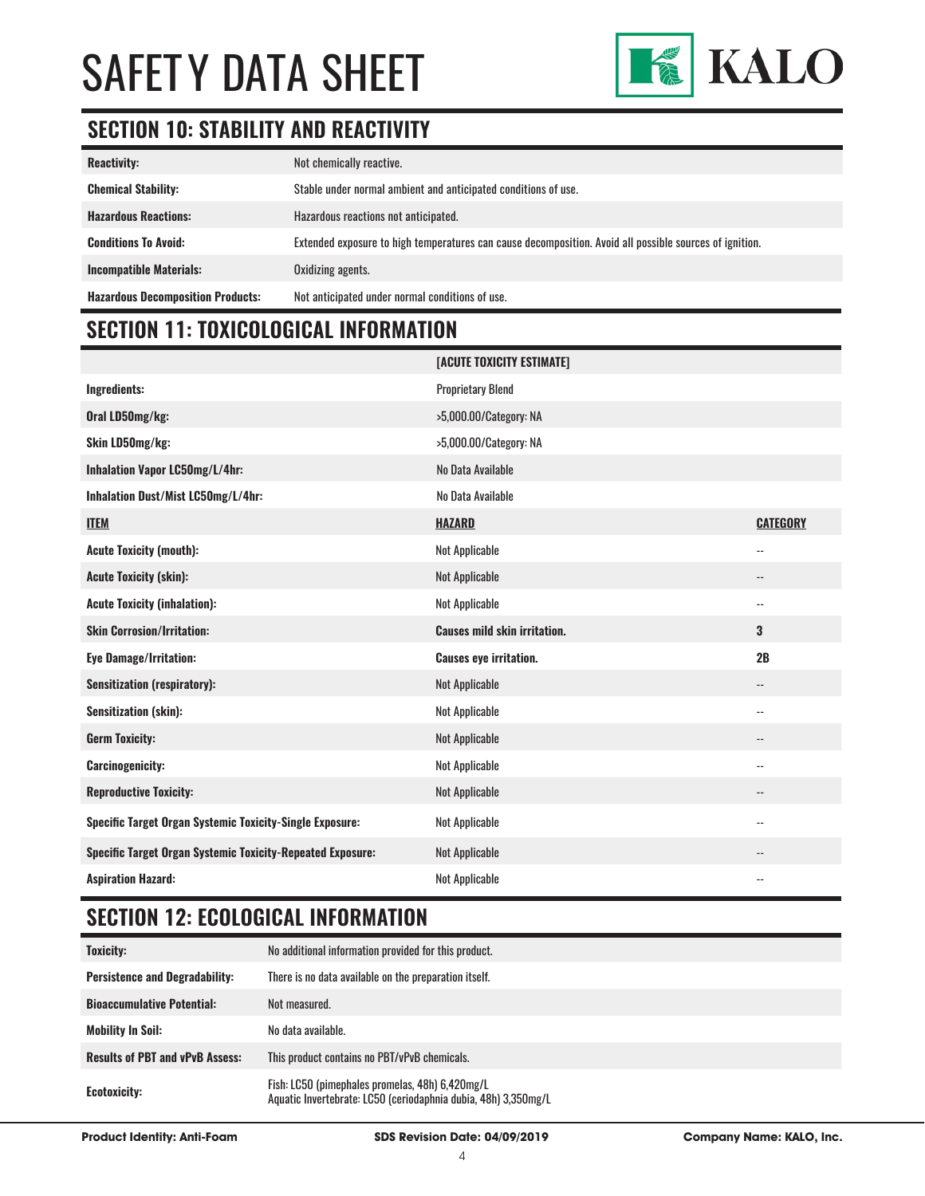## SECTION 10: STABILITY AND REACTIVITY

| | |
|---|---|
| **Reactivity:** | Not chemically reactive. |
| **Chemical Stability:** | Stable under normal ambient and anticipated conditions of use. |
| **Hazardous Reactions:** | Hazardous reactions not anticipated. |
| **Conditions To Avoid:** | Extended exposure to high temperatures can cause decomposition. Avoid all possible sources of ignition. |
| **Incompatible Materials:** | Oxidizing agents. |
| **Hazardous Decomposition Products:** | Not anticipated under normal conditions of use. |

## SECTION 11: TOXICOLOGICAL INFORMATION

| | [ACUTE TOXICITY ESTIMATE] | |
|---|---|---|
| **Ingredients:** | Proprietary Blend | |
| **Oral LD50mg/kg:** | >5,000.00/Category: NA | |
| **Skin LD50mg/kg:** | >5,000.00/Category: NA | |
| **Inhalation Vapor LC50mg/L/4hr:** | No Data Available | |
| **Inhalation Dust/Mist LC50mg/L/4hr:** | No Data Available | |
| **ITEM** | **HAZARD** | **CATEGORY** |
| **Acute Toxicity (mouth):** | Not Applicable | -- |
| **Acute Toxicity (skin):** | Not Applicable | -- |
| **Acute Toxicity (inhalation):** | Not Applicable | -- |
| **Skin Corrosion/Irritation:** | **Causes mild skin irritation.** | **3** |
| **Eye Damage/Irritation:** | **Causes eye irritation.** | **2B** |
| **Sensitization (respiratory):** | Not Applicable | -- |
| **Sensitization (skin):** | Not Applicable | -- |
| **Germ Toxicity:** | Not Applicable | -- |
| **Carcinogenicity:** | Not Applicable | -- |
| **Reproductive Toxicity:** | Not Applicable | -- |
| **Specific Target Organ Systemic Toxicity-Single Exposure:** | Not Applicable | -- |
| **Specific Target Organ Systemic Toxicity-Repeated Exposure:** | Not Applicable | -- |
| **Aspiration Hazard:** | Not Applicable | -- |

## SECTION 12: ECOLOGICAL INFORMATION

| | |
|---|---|
| **Toxicity:** | No additional information provided for this product. |
| **Persistence and Degradability:** | There is no data available on the preparation itself. |
| **Bioaccumulative Potential:** | Not measured. |
| **Mobility In Soil:** | No data available. |
| **Results of PBT and vPvB Assess:** | This product contains no PBT/vPvB chemicals. |
| **Ecotoxicity:** | Fish: LC50 (pimephales promelas, 48h) 6,420mg/L<br>Aquatic Invertebrate: LC50 (ceriodaphnia dubia, 48h) 3,350mg/L |

**Product Identity: Anti-Foam** | **SDS Revision Date: 04/09/2019** | **Company Name: KALO, Inc.**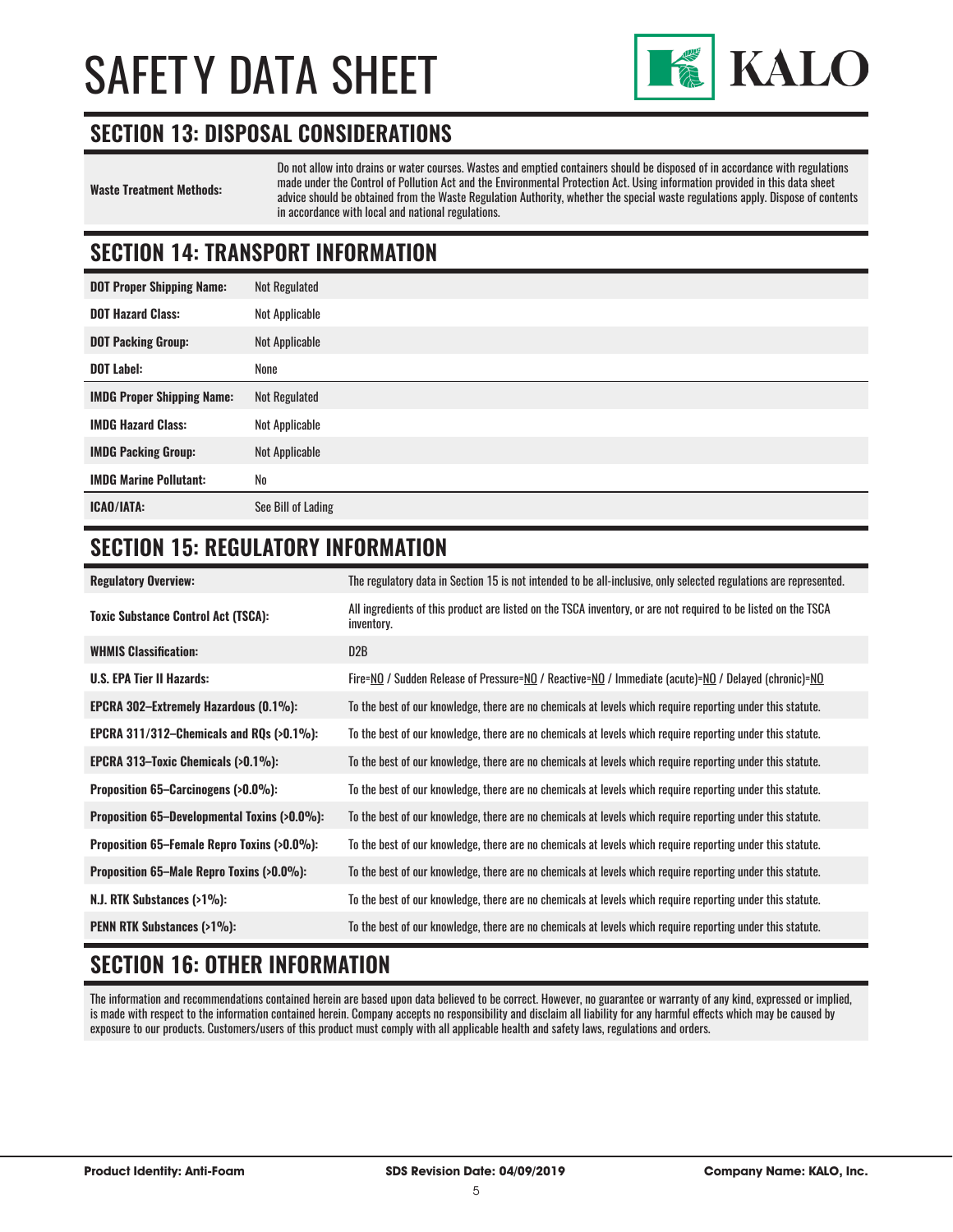## SECTION 13: DISPOSAL CONSIDERATIONS

| | |
|---|---|
| **Waste Treatment Methods:** | Do not allow into drains or water courses. Wastes and emptied containers should be disposed of in accordance with regulations made under the Control of Pollution Act and the Environmental Protection Act. Using information provided in this data sheet advice should be obtained from the Waste Regulation Authority, whether the special waste regulations apply. Dispose of contents in accordance with local and national regulations. |

## SECTION 14: TRANSPORT INFORMATION

| | |
|---|---|
| **DOT Proper Shipping Name:** | Not Regulated |
| **DOT Hazard Class:** | Not Applicable |
| **DOT Packing Group:** | Not Applicable |
| **DOT Label:** | None |
| **IMDG Proper Shipping Name:** | Not Regulated |
| **IMDG Hazard Class:** | Not Applicable |
| **IMDG Packing Group:** | Not Applicable |
| **IMDG Marine Pollutant:** | No |
| **ICAO/IATA:** | See Bill of Lading |

## SECTION 15: REGULATORY INFORMATION

| | |
|---|---|
| **Regulatory Overview:** | The regulatory data in Section 15 is not intended to be all-inclusive, only selected regulations are represented. |
| **Toxic Substance Control Act (TSCA):** | All ingredients of this product are listed on the TSCA inventory, or are not required to be listed on the TSCA inventory. |
| **WHMIS Classification:** | D2B |
| **U.S. EPA Tier II Hazards:** | Fire=NO / Sudden Release of Pressure=NO / Reactive=NO / Immediate (acute)=NO / Delayed (chronic)=NO |
| **EPCRA 302–Extremely Hazardous (0.1%):** | To the best of our knowledge, there are no chemicals at levels which require reporting under this statute. |
| **EPCRA 311/312–Chemicals and RQs (>0.1%):** | To the best of our knowledge, there are no chemicals at levels which require reporting under this statute. |
| **EPCRA 313–Toxic Chemicals (>0.1%):** | To the best of our knowledge, there are no chemicals at levels which require reporting under this statute. |
| **Proposition 65–Carcinogens (>0.0%):** | To the best of our knowledge, there are no chemicals at levels which require reporting under this statute. |
| **Proposition 65–Developmental Toxins (>0.0%):** | To the best of our knowledge, there are no chemicals at levels which require reporting under this statute. |
| **Proposition 65–Female Repro Toxins (>0.0%):** | To the best of our knowledge, there are no chemicals at levels which require reporting under this statute. |
| **Proposition 65–Male Repro Toxins (>0.0%):** | To the best of our knowledge, there are no chemicals at levels which require reporting under this statute. |
| **N.J. RTK Substances (>1%):** | To the best of our knowledge, there are no chemicals at levels which require reporting under this statute. |
| **PENN RTK Substances (>1%):** | To the best of our knowledge, there are no chemicals at levels which require reporting under this statute. |

## SECTION 16: OTHER INFORMATION

The information and recommendations contained herein are based upon data believed to be correct. However, no guarantee or warranty of any kind, expressed or implied, is made with respect to the information contained herein. Company accepts no responsibility and disclaim all liability for any harmful effects which may be caused by exposure to our products. Customers/users of this product must comply with all applicable health and safety laws, regulations and orders.